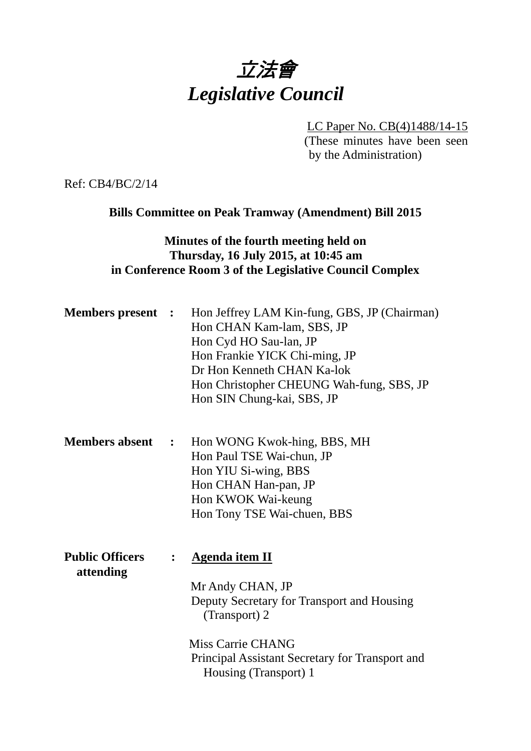# 立法會
# *Legislative Council*

LC Paper No. CB(4)1488/14-15
(These minutes have been seen by the Administration)

Ref: CB4/BC/2/14

**Bills Committee on Peak Tramway (Amendment) Bill 2015**

**Minutes of the fourth meeting held on**
**Thursday, 16 July 2015, at 10:45 am**
**in Conference Room 3 of the Legislative Council Complex**

**Members present :**

Hon Jeffrey LAM Kin-fung, GBS, JP (Chairman)
Hon CHAN Kam-lam, SBS, JP
Hon Cyd HO Sau-lan, JP
Hon Frankie YICK Chi-ming, JP
Dr Hon Kenneth CHAN Ka-lok
Hon Christopher CHEUNG Wah-fung, SBS, JP
Hon SIN Chung-kai, SBS, JP

**Members absent :**

Hon WONG Kwok-hing, BBS, MH
Hon Paul TSE Wai-chun, JP
Hon YIU Si-wing, BBS
Hon CHAN Han-pan, JP
Hon KWOK Wai-keung
Hon Tony TSE Wai-chuen, BBS

**Public Officers attending :**

**Agenda item II**

Mr Andy CHAN, JP
Deputy Secretary for Transport and Housing (Transport) 2

Miss Carrie CHANG
Principal Assistant Secretary for Transport and Housing (Transport) 1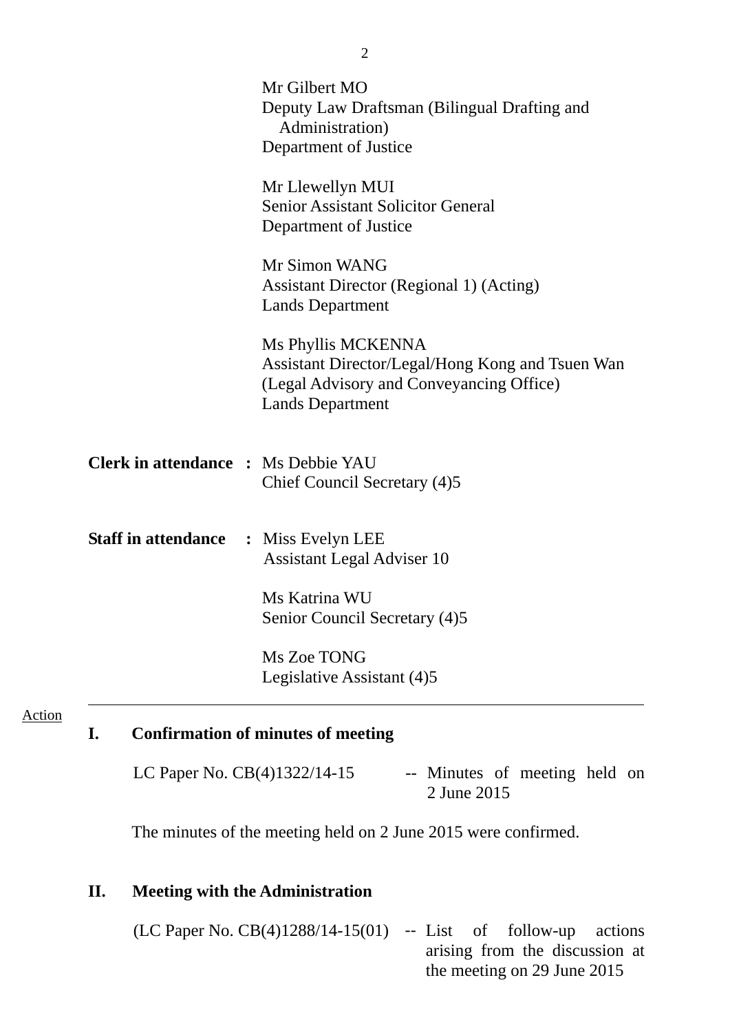Mr Gilbert MO
Deputy Law Draftsman (Bilingual Drafting and Administration)
Department of Justice

Mr Llewellyn MUI
Senior Assistant Solicitor General
Department of Justice

Mr Simon WANG
Assistant Director (Regional 1) (Acting)
Lands Department

Ms Phyllis MCKENNA
Assistant Director/Legal/Hong Kong and Tsuen Wan
(Legal Advisory and Conveyancing Office)
Lands Department

**Clerk in attendance :** Ms Debbie YAU
Chief Council Secretary (4)5

**Staff in attendance :** Miss Evelyn LEE
Assistant Legal Adviser 10

Ms Katrina WU
Senior Council Secretary (4)5

Ms Zoe TONG
Legislative Assistant (4)5

---

Action

## I. Confirmation of minutes of meeting

LC Paper No. CB(4)1322/14-15 -- Minutes of meeting held on 2 June 2015

The minutes of the meeting held on 2 June 2015 were confirmed.

## II. Meeting with the Administration

(LC Paper No. CB(4)1288/14-15(01) -- List of follow-up actions arising from the discussion at the meeting on 29 June 2015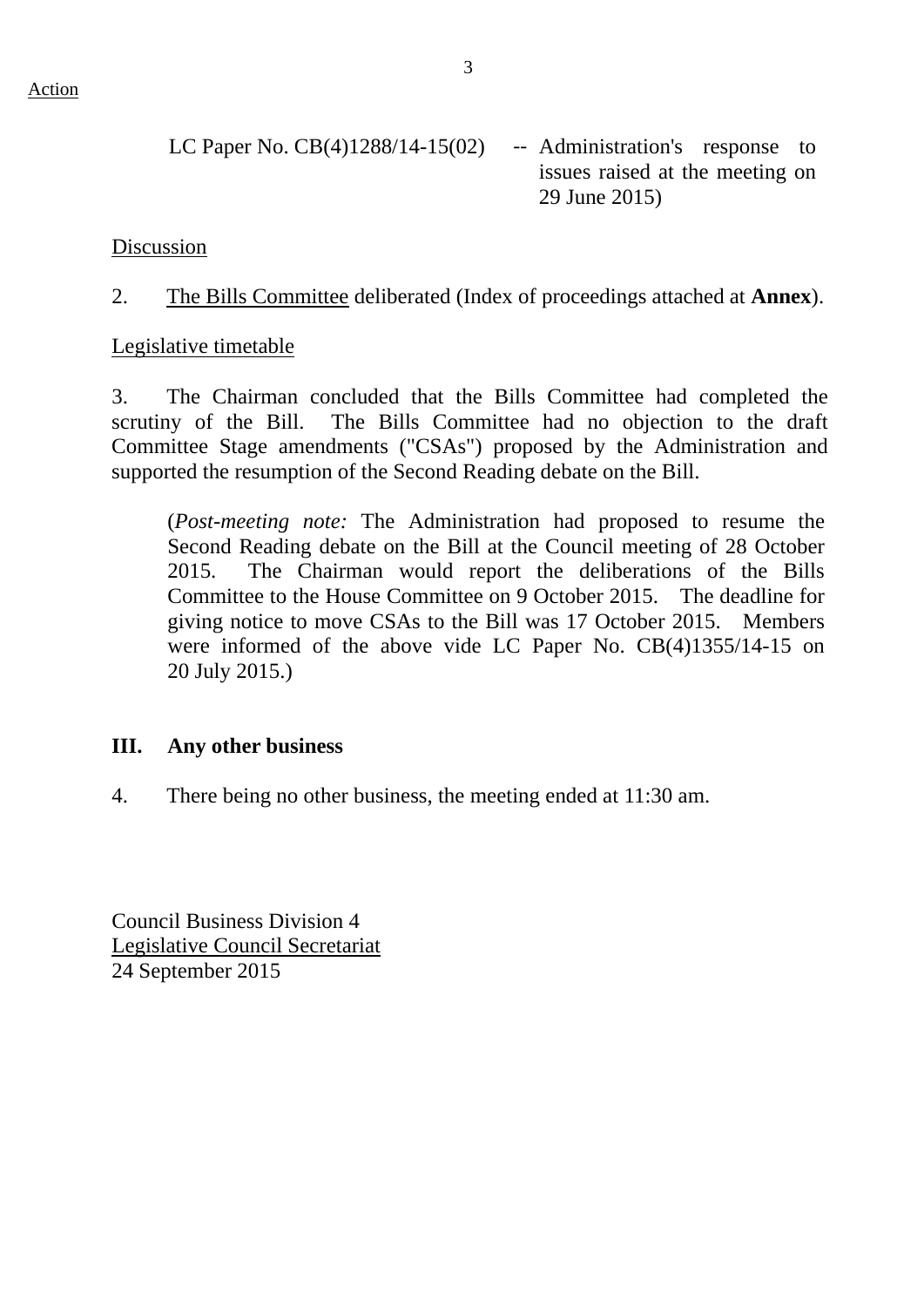Action

LC Paper No. CB(4)1288/14-15(02) -- Administration's response to issues raised at the meeting on 29 June 2015)

Discussion

2. The Bills Committee deliberated (Index of proceedings attached at **Annex**).

Legislative timetable

3. The Chairman concluded that the Bills Committee had completed the scrutiny of the Bill. The Bills Committee had no objection to the draft Committee Stage amendments ("CSAs") proposed by the Administration and supported the resumption of the Second Reading debate on the Bill.

(*Post-meeting note:* The Administration had proposed to resume the Second Reading debate on the Bill at the Council meeting of 28 October 2015. The Chairman would report the deliberations of the Bills Committee to the House Committee on 9 October 2015. The deadline for giving notice to move CSAs to the Bill was 17 October 2015. Members were informed of the above vide LC Paper No. CB(4)1355/14-15 on 20 July 2015.)

## III. Any other business

4. There being no other business, the meeting ended at 11:30 am.

Council Business Division 4
Legislative Council Secretariat
24 September 2015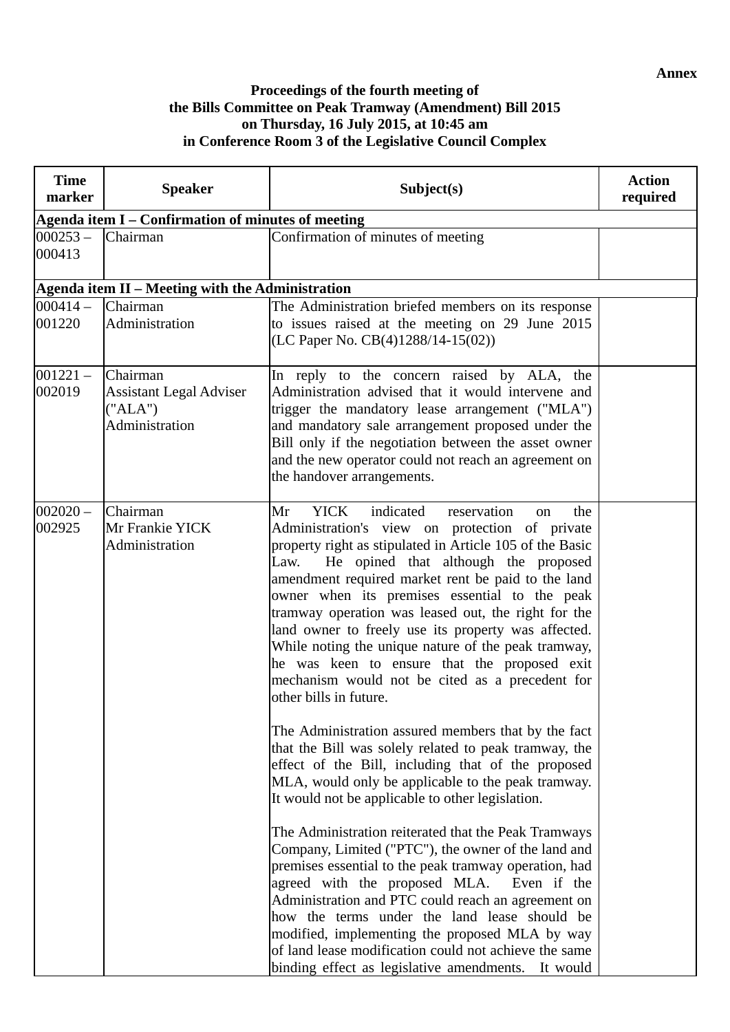**Annex**

**Proceedings of the fourth meeting of the Bills Committee on Peak Tramway (Amendment) Bill 2015 on Thursday, 16 July 2015, at 10:45 am in Conference Room 3 of the Legislative Council Complex**

| Time marker | Speaker | Subject(s) | Action required |
|---|---|---|---|
| **Agenda item I – Confirmation of minutes of meeting** | | | |
| 000253 – 000413 | Chairman | Confirmation of minutes of meeting | |
| **Agenda item II – Meeting with the Administration** | | | |
| 000414 – 001220 | Chairman<br>Administration | The Administration briefed members on its response to issues raised at the meeting on 29 June 2015 (LC Paper No. CB(4)1288/14-15(02)) | |
| 001221 – 002019 | Chairman<br>Assistant Legal Adviser ("ALA")<br>Administration | In reply to the concern raised by ALA, the Administration advised that it would intervene and trigger the mandatory lease arrangement ("MLA") and mandatory sale arrangement proposed under the Bill only if the negotiation between the asset owner and the new operator could not reach an agreement on the handover arrangements. | |
| 002020 – 002925 | Chairman<br>Mr Frankie YICK<br>Administration | Mr YICK indicated reservation on the Administration's view on protection of private property right as stipulated in Article 105 of the Basic Law. He opined that although the proposed amendment required market rent be paid to the land owner when its premises essential to the peak tramway operation was leased out, the right for the land owner to freely use its property was affected. While noting the unique nature of the peak tramway, he was keen to ensure that the proposed exit mechanism would not be cited as a precedent for other bills in future.<br><br>The Administration assured members that by the fact that the Bill was solely related to peak tramway, the effect of the Bill, including that of the proposed MLA, would only be applicable to the peak tramway. It would not be applicable to other legislation.<br><br>The Administration reiterated that the Peak Tramways Company, Limited ("PTC"), the owner of the land and premises essential to the peak tramway operation, had agreed with the proposed MLA. Even if the Administration and PTC could reach an agreement on how the terms under the land lease should be modified, implementing the proposed MLA by way of land lease modification could not achieve the same binding effect as legislative amendments. It would | |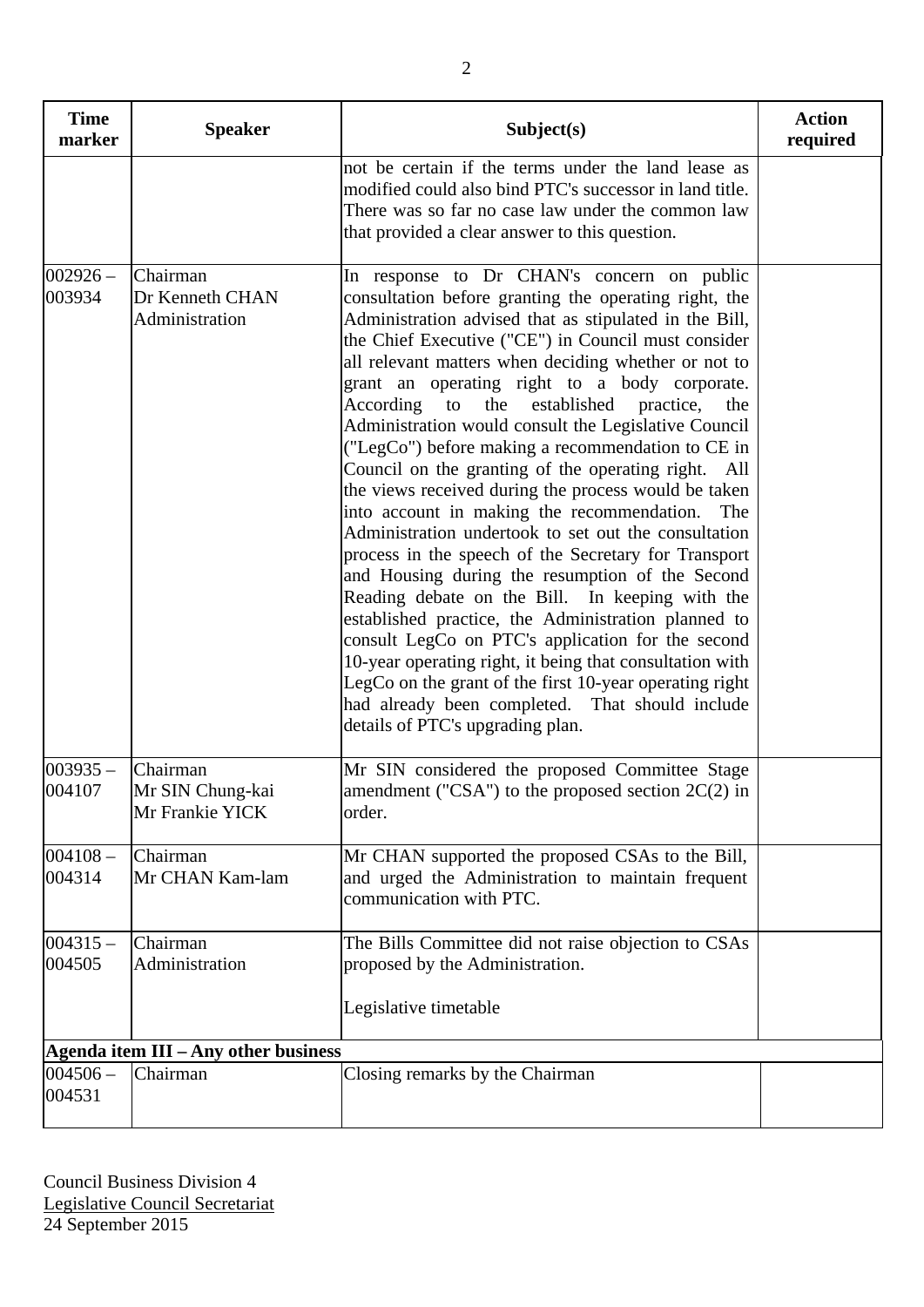| Time marker | Speaker | Subject(s) | Action required |
|---|---|---|---|
| | | not be certain if the terms under the land lease as modified could also bind PTC's successor in land title. There was so far no case law under the common law that provided a clear answer to this question. | |
| 002926 – 003934 | Chairman<br>Dr Kenneth CHAN<br>Administration | In response to Dr CHAN's concern on public consultation before granting the operating right, the Administration advised that as stipulated in the Bill, the Chief Executive ("CE") in Council must consider all relevant matters when deciding whether or not to grant an operating right to a body corporate. According to the established practice, the Administration would consult the Legislative Council ("LegCo") before making a recommendation to CE in Council on the granting of the operating right. All the views received during the process would be taken into account in making the recommendation. The Administration undertook to set out the consultation process in the speech of the Secretary for Transport and Housing during the resumption of the Second Reading debate on the Bill. In keeping with the established practice, the Administration planned to consult LegCo on PTC's application for the second 10-year operating right, it being that consultation with LegCo on the grant of the first 10-year operating right had already been completed. That should include details of PTC's upgrading plan. | |
| 003935 – 004107 | Chairman<br>Mr SIN Chung-kai<br>Mr Frankie YICK | Mr SIN considered the proposed Committee Stage amendment ("CSA") to the proposed section 2C(2) in order. | |
| 004108 – 004314 | Chairman<br>Mr CHAN Kam-lam | Mr CHAN supported the proposed CSAs to the Bill, and urged the Administration to maintain frequent communication with PTC. | |
| 004315 – 004505 | Chairman<br>Administration | The Bills Committee did not raise objection to CSAs proposed by the Administration.<br><br>Legislative timetable | |
| **Agenda item III – Any other business** | | | |
| 004506 – 004531 | Chairman | Closing remarks by the Chairman | |

Council Business Division 4
Legislative Council Secretariat
24 September 2015